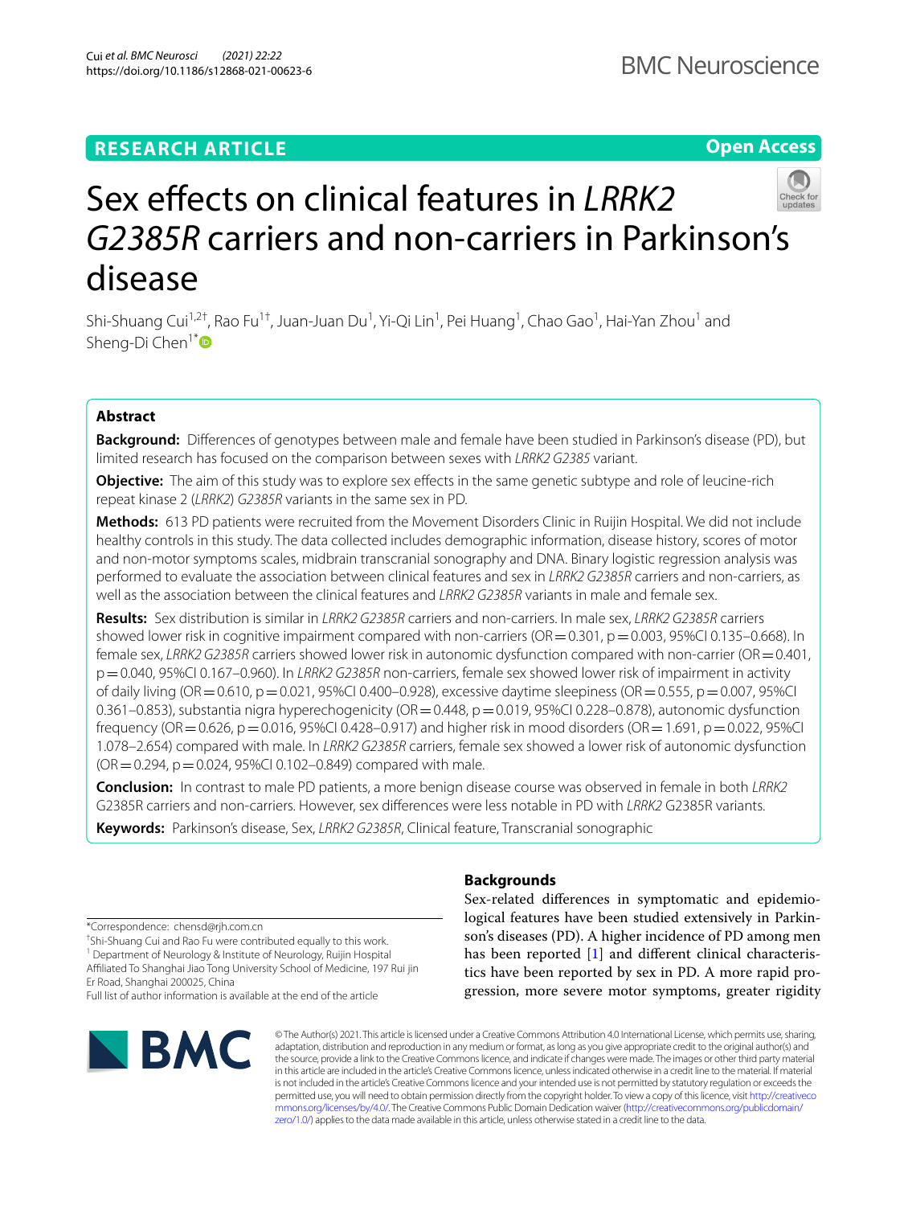RESEARCH ARTICLE

Open Access

# Sex effects on clinical features in *LRRK2 G2385R* carriers and non-carriers in Parkinson's disease

Shi-Shuang Cui[1,2†], Rao Fu[1†], Juan-Juan Du[1], Yi-Qi Lin[1], Pei Huang[1], Chao Gao[1], Hai-Yan Zhou[1] and Sheng-Di Chen[1*]

## Abstract

**Background:** Differences of genotypes between male and female have been studied in Parkinson's disease (PD), but limited research has focused on the comparison between sexes with *LRRK2 G2385* variant.

**Objective:** The aim of this study was to explore sex effects in the same genetic subtype and role of leucine-rich repeat kinase 2 (*LRRK2*) *G2385R* variants in the same sex in PD.

**Methods:** 613 PD patients were recruited from the Movement Disorders Clinic in Ruijin Hospital. We did not include healthy controls in this study. The data collected includes demographic information, disease history, scores of motor and non-motor symptoms scales, midbrain transcranial sonography and DNA. Binary logistic regression analysis was performed to evaluate the association between clinical features and sex in *LRRK2 G2385R* carriers and non-carriers, as well as the association between the clinical features and *LRRK2 G2385R* variants in male and female sex.

**Results:** Sex distribution is similar in *LRRK2 G2385R* carriers and non-carriers. In male sex, *LRRK2 G2385R* carriers showed lower risk in cognitive impairment compared with non-carriers (OR = 0.301, p = 0.003, 95%CI 0.135–0.668). In female sex, *LRRK2 G2385R* carriers showed lower risk in autonomic dysfunction compared with non-carrier (OR = 0.401, p = 0.040, 95%CI 0.167–0.960). In *LRRK2 G2385R* non-carriers, female sex showed lower risk of impairment in activity of daily living (OR = 0.610, p = 0.021, 95%CI 0.400–0.928), excessive daytime sleepiness (OR = 0.555, p = 0.007, 95%CI 0.361–0.853), substantia nigra hyperechogenicity (OR = 0.448, p = 0.019, 95%CI 0.228–0.878), autonomic dysfunction frequency (OR = 0.626, p = 0.016, 95%CI 0.428–0.917) and higher risk in mood disorders (OR = 1.691, p = 0.022, 95%CI 1.078–2.654) compared with male. In *LRRK2 G2385R* carriers, female sex showed a lower risk of autonomic dysfunction (OR = 0.294, p = 0.024, 95%CI 0.102–0.849) compared with male.

**Conclusion:** In contrast to male PD patients, a more benign disease course was observed in female in both *LRRK2* G2385R carriers and non-carriers. However, sex differences were less notable in PD with *LRRK2* G2385R variants.

**Keywords:** Parkinson's disease, Sex, *LRRK2 G2385R*, Clinical feature, Transcranial sonographic

## Backgrounds

Sex-related differences in symptomatic and epidemiological features have been studied extensively in Parkinson's diseases (PD). A higher incidence of PD among men has been reported [1] and different clinical characteristics have been reported by sex in PD. A more rapid progression, more severe motor symptoms, greater rigidity

*Correspondence: chensd@rjh.com.cn

†Shi-Shuang Cui and Rao Fu were contributed equally to this work.

[1] Department of Neurology & Institute of Neurology, Ruijin Hospital Affiliated To Shanghai Jiao Tong University School of Medicine, 197 Rui jin Er Road, Shanghai 200025, China

Full list of author information is available at the end of the article

© The Author(s) 2021. This article is licensed under a Creative Commons Attribution 4.0 International License, which permits use, sharing, adaptation, distribution and reproduction in any medium or format, as long as you give appropriate credit to the original author(s) and the source, provide a link to the Creative Commons licence, and indicate if changes were made. The images or other third party material in this article are included in the article's Creative Commons licence, unless indicated otherwise in a credit line to the material. If material is not included in the article's Creative Commons licence and your intended use is not permitted by statutory regulation or exceeds the permitted use, you will need to obtain permission directly from the copyright holder. To view a copy of this licence, visit http://creativecommons.org/licenses/by/4.0/. The Creative Commons Public Domain Dedication waiver (http://creativecommons.org/publicdomain/zero/1.0/) applies to the data made available in this article, unless otherwise stated in a credit line to the data.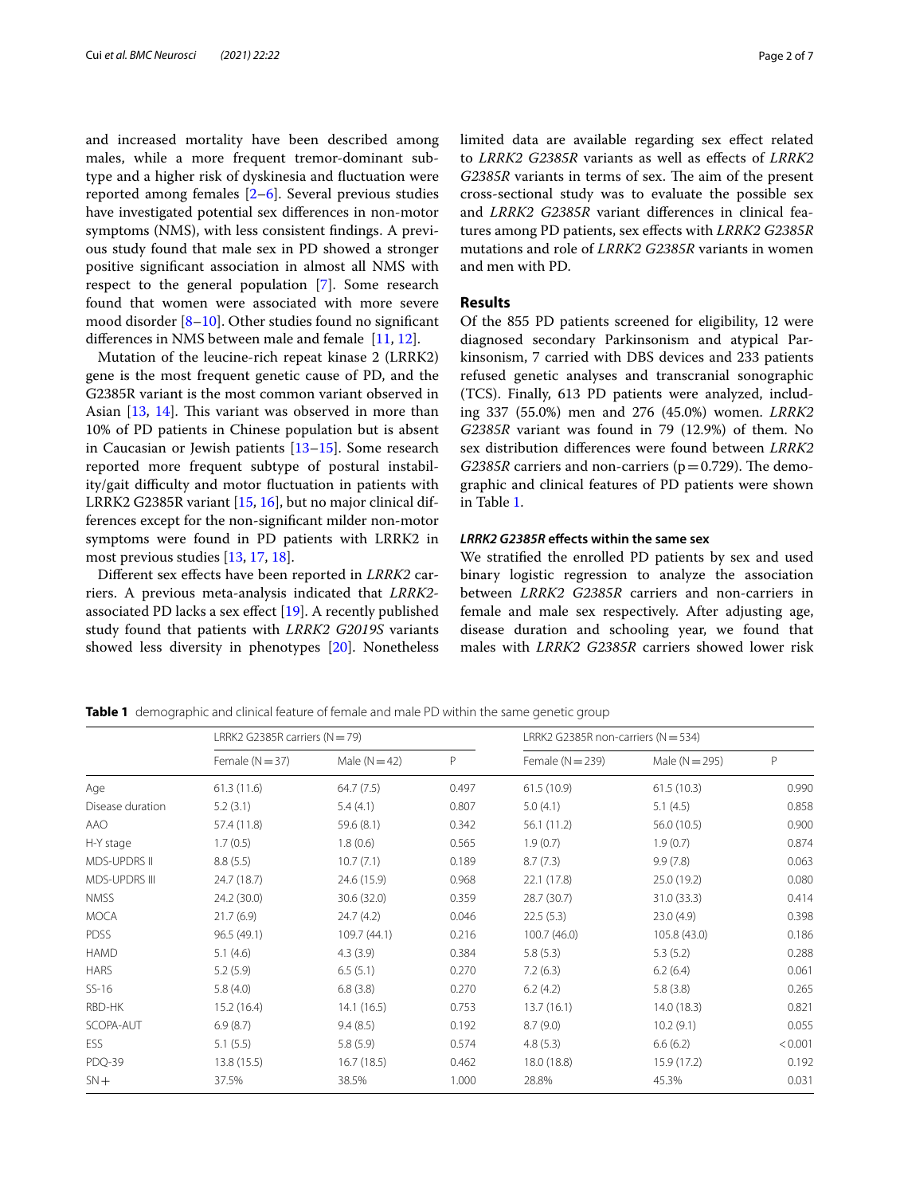and increased mortality have been described among males, while a more frequent tremor-dominant subtype and a higher risk of dyskinesia and fluctuation were reported among females [2–6]. Several previous studies have investigated potential sex differences in non-motor symptoms (NMS), with less consistent findings. A previous study found that male sex in PD showed a stronger positive significant association in almost all NMS with respect to the general population [7]. Some research found that women were associated with more severe mood disorder [8–10]. Other studies found no significant differences in NMS between male and female [11, 12].

Mutation of the leucine-rich repeat kinase 2 (LRRK2) gene is the most frequent genetic cause of PD, and the G2385R variant is the most common variant observed in Asian [13, 14]. This variant was observed in more than 10% of PD patients in Chinese population but is absent in Caucasian or Jewish patients [13–15]. Some research reported more frequent subtype of postural instability/gait difficulty and motor fluctuation in patients with LRRK2 G2385R variant [15, 16], but no major clinical differences except for the non-significant milder non-motor symptoms were found in PD patients with LRRK2 in most previous studies [13, 17, 18].

Different sex effects have been reported in *LRRK2* carriers. A previous meta-analysis indicated that *LRRK2*-associated PD lacks a sex effect [19]. A recently published study found that patients with *LRRK2 G2019S* variants showed less diversity in phenotypes [20]. Nonetheless limited data are available regarding sex effect related to *LRRK2 G2385R* variants as well as effects of *LRRK2 G2385R* variants in terms of sex. The aim of the present cross-sectional study was to evaluate the possible sex and *LRRK2 G2385R* variant differences in clinical features among PD patients, sex effects with *LRRK2 G2385R* mutations and role of *LRRK2 G2385R* variants in women and men with PD.

## Results

Of the 855 PD patients screened for eligibility, 12 were diagnosed secondary Parkinsonism and atypical Parkinsonism, 7 carried with DBS devices and 233 patients refused genetic analyses and transcranial sonographic (TCS). Finally, 613 PD patients were analyzed, including 337 (55.0%) men and 276 (45.0%) women. *LRRK2 G2385R* variant was found in 79 (12.9%) of them. No sex distribution differences were found between *LRRK2 G2385R* carriers and non-carriers ($p = 0.729$). The demographic and clinical features of PD patients were shown in Table 1.

### *LRRK2 G2385R* effects within the same sex

We stratified the enrolled PD patients by sex and used binary logistic regression to analyze the association between *LRRK2 G2385R* carriers and non-carriers in female and male sex respectively. After adjusting age, disease duration and schooling year, we found that males with *LRRK2 G2385R* carriers showed lower risk

**Table 1** demographic and clinical feature of female and male PD within the same genetic group

| | LRRK2 G2385R carriers (N = 79) | | | LRRK2 G2385R non-carriers (N = 534) | | |
|---|---|---|---|---|---|---|
| | Female (N = 37) | Male (N = 42) | P | Female (N = 239) | Male (N = 295) | P |
| Age | 61.3 (11.6) | 64.7 (7.5) | 0.497 | 61.5 (10.9) | 61.5 (10.3) | 0.990 |
| Disease duration | 5.2 (3.1) | 5.4 (4.1) | 0.807 | 5.0 (4.1) | 5.1 (4.5) | 0.858 |
| AAO | 57.4 (11.8) | 59.6 (8.1) | 0.342 | 56.1 (11.2) | 56.0 (10.5) | 0.900 |
| H-Y stage | 1.7 (0.5) | 1.8 (0.6) | 0.565 | 1.9 (0.7) | 1.9 (0.7) | 0.874 |
| MDS-UPDRS II | 8.8 (5.5) | 10.7 (7.1) | 0.189 | 8.7 (7.3) | 9.9 (7.8) | 0.063 |
| MDS-UPDRS III | 24.7 (18.7) | 24.6 (15.9) | 0.968 | 22.1 (17.8) | 25.0 (19.2) | 0.080 |
| NMSS | 24.2 (30.0) | 30.6 (32.0) | 0.359 | 28.7 (30.7) | 31.0 (33.3) | 0.414 |
| MOCA | 21.7 (6.9) | 24.7 (4.2) | 0.046 | 22.5 (5.3) | 23.0 (4.9) | 0.398 |
| PDSS | 96.5 (49.1) | 109.7 (44.1) | 0.216 | 100.7 (46.0) | 105.8 (43.0) | 0.186 |
| HAMD | 5.1 (4.6) | 4.3 (3.9) | 0.384 | 5.8 (5.3) | 5.3 (5.2) | 0.288 |
| HARS | 5.2 (5.9) | 6.5 (5.1) | 0.270 | 7.2 (6.3) | 6.2 (6.4) | 0.061 |
| SS-16 | 5.8 (4.0) | 6.8 (3.8) | 0.270 | 6.2 (4.2) | 5.8 (3.8) | 0.265 |
| RBD-HK | 15.2 (16.4) | 14.1 (16.5) | 0.753 | 13.7 (16.1) | 14.0 (18.3) | 0.821 |
| SCOPA-AUT | 6.9 (8.7) | 9.4 (8.5) | 0.192 | 8.7 (9.0) | 10.2 (9.1) | 0.055 |
| ESS | 5.1 (5.5) | 5.8 (5.9) | 0.574 | 4.8 (5.3) | 6.6 (6.2) | < 0.001 |
| PDQ-39 | 13.8 (15.5) | 16.7 (18.5) | 0.462 | 18.0 (18.8) | 15.9 (17.2) | 0.192 |
| SN+ | 37.5% | 38.5% | 1.000 | 28.8% | 45.3% | 0.031 |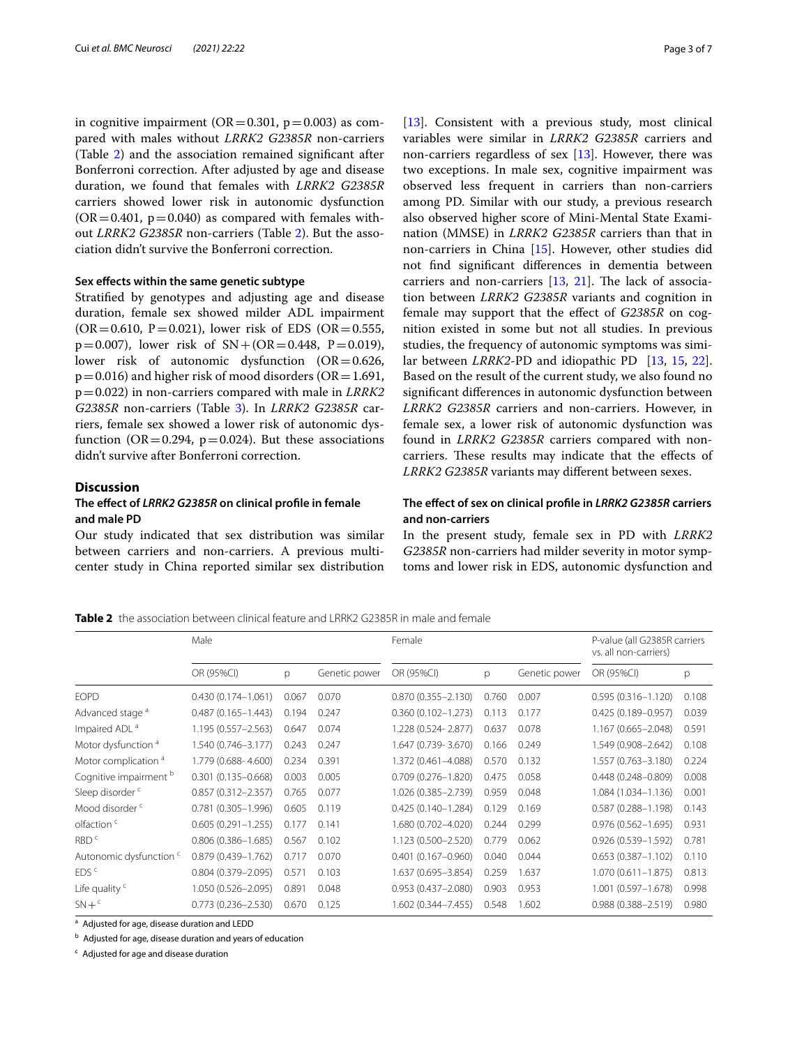in cognitive impairment (OR = 0.301, p = 0.003) as compared with males without *LRRK2 G2385R* non-carriers (Table 2) and the association remained significant after Bonferroni correction. After adjusted by age and disease duration, we found that females with *LRRK2 G2385R* carriers showed lower risk in autonomic dysfunction (OR = 0.401, p = 0.040) as compared with females without *LRRK2 G2385R* non-carriers (Table 2). But the association didn't survive the Bonferroni correction.

### Sex effects within the same genetic subtype

Stratified by genotypes and adjusting age and disease duration, female sex showed milder ADL impairment (OR = 0.610, P = 0.021), lower risk of EDS (OR = 0.555, p = 0.007), lower risk of SN+ (OR = 0.448, P = 0.019), lower risk of autonomic dysfunction (OR = 0.626, p = 0.016) and higher risk of mood disorders (OR = 1.691, p = 0.022) in non-carriers compared with male in *LRRK2 G2385R* non-carriers (Table 3). In *LRRK2 G2385R* carriers, female sex showed a lower risk of autonomic dysfunction (OR = 0.294, p = 0.024). But these associations didn't survive after Bonferroni correction.

## Discussion

### The effect of *LRRK2 G2385R* on clinical profile in female and male PD

Our study indicated that sex distribution was similar between carriers and non-carriers. A previous multicenter study in China reported similar sex distribution [13]. Consistent with a previous study, most clinical variables were similar in *LRRK2 G2385R* carriers and non-carriers regardless of sex [13]. However, there was two exceptions. In male sex, cognitive impairment was observed less frequent in carriers than non-carriers among PD. Similar with our study, a previous research also observed higher score of Mini-Mental State Examination (MMSE) in *LRRK2 G2385R* carriers than that in non-carriers in China [15]. However, other studies did not find significant differences in dementia between carriers and non-carriers [13, 21]. The lack of association between *LRRK2 G2385R* variants and cognition in female may support that the effect of *G2385R* on cognition existed in some but not all studies. In previous studies, the frequency of autonomic symptoms was similar between *LRRK2*-PD and idiopathic PD [13, 15, 22]. Based on the result of the current study, we also found no significant differences in autonomic dysfunction between *LRRK2 G2385R* carriers and non-carriers. However, in female sex, a lower risk of autonomic dysfunction was found in *LRRK2 G2385R* carriers compared with non-carriers. These results may indicate that the effects of *LRRK2 G2385R* variants may different between sexes.

### The effect of sex on clinical profile in *LRRK2 G2385R* carriers and non-carriers

In the present study, female sex in PD with *LRRK2 G2385R* non-carriers had milder severity in motor symptoms and lower risk in EDS, autonomic dysfunction and

**Table 2** the association between clinical feature and LRRK2 G2385R in male and female

| | Male | | | Female | | | P-value (all G2385R carriers vs. all non-carriers) | |
|---|---|---|---|---|---|---|---|---|
| | OR (95%CI) | p | Genetic power | OR (95%CI) | p | Genetic power | OR (95%CI) | p |
| EOPD | 0.430 (0.174–1.061) | 0.067 | 0.070 | 0.870 (0.355–2.130) | 0.760 | 0.007 | 0.595 (0.316–1.120) | 0.108 |
| Advanced stage [a] | 0.487 (0.165–1.443) | 0.194 | 0.247 | 0.360 (0.102–1.273) | 0.113 | 0.177 | 0.425 (0.189–0.957) | 0.039 |
| Impaired ADL [a] | 1.195 (0.557–2.563) | 0.647 | 0.074 | 1.228 (0.524- 2.877) | 0.637 | 0.078 | 1.167 (0.665–2.048) | 0.591 |
| Motor dysfunction [a] | 1.540 (0.746–3.177) | 0.243 | 0.247 | 1.647 (0.739- 3.670) | 0.166 | 0.249 | 1.549 (0.908–2.642) | 0.108 |
| Motor complication [a] | 1.779 (0.688- 4.600) | 0.234 | 0.391 | 1.372 (0.461–4.088) | 0.570 | 0.132 | 1.557 (0.763–3.180) | 0.224 |
| Cognitive impairment [b] | 0.301 (0.135–0.668) | 0.003 | 0.005 | 0.709 (0.276–1.820) | 0.475 | 0.058 | 0.448 (0.248–0.809) | 0.008 |
| Sleep disorder [c] | 0.857 (0.312–2.357) | 0.765 | 0.077 | 1.026 (0.385–2.739) | 0.959 | 0.048 | 1.084 (1.034–1.136) | 0.001 |
| Mood disorder [c] | 0.781 (0.305–1.996) | 0.605 | 0.119 | 0.425 (0.140–1.284) | 0.129 | 0.169 | 0.587 (0.288–1.198) | 0.143 |
| olfaction [c] | 0.605 (0.291–1.255) | 0.177 | 0.141 | 1.680 (0.702–4.020) | 0.244 | 0.299 | 0.976 (0.562–1.695) | 0.931 |
| RBD [c] | 0.806 (0.386–1.685) | 0.567 | 0.102 | 1.123 (0.500–2.520) | 0.779 | 0.062 | 0.926 (0.539–1.592) | 0.781 |
| Autonomic dysfunction [c] | 0.879 (0.439–1.762) | 0.717 | 0.070 | 0.401 (0.167–0.960) | 0.040 | 0.044 | 0.653 (0.387–1.102) | 0.110 |
| EDS [c] | 0.804 (0.379–2.095) | 0.571 | 0.103 | 1.637 (0.695–3.854) | 0.259 | 1.637 | 1.070 (0.611–1.875) | 0.813 |
| Life quality [c] | 1.050 (0.526–2.095) | 0.891 | 0.048 | 0.953 (0.437–2.080) | 0.903 | 0.953 | 1.001 (0.597–1.678) | 0.998 |
| SN+ [c] | 0.773 (0.236–2.530) | 0.670 | 0.125 | 1.602 (0.344–7.455) | 0.548 | 1.602 | 0.988 (0.388–2.519) | 0.980 |

[a] Adjusted for age, disease duration and LEDD

[b] Adjusted for age, disease duration and years of education

[c] Adjusted for age and disease duration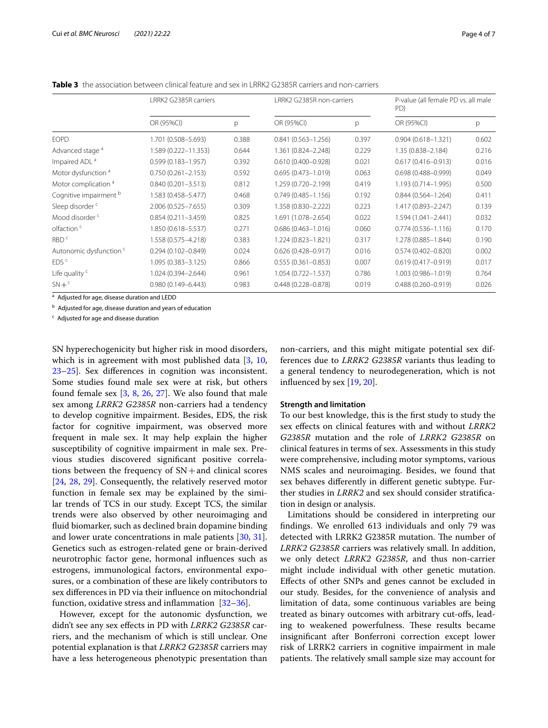**Table 3** the association between clinical feature and sex in LRRK2 G2385R carriers and non-carriers

| | LRRK2 G2385R carriers | | LRRK2 G2385R non-carriers | | P-value (all female PD vs. all male PD) | |
|---|---|---|---|---|---|---|
| | OR (95%CI) | p | OR (95%CI) | p | OR (95%CI) | p |
| EOPD | 1.701 (0.508–5.693) | 0.388 | 0.841 (0.563–1.256) | 0.397 | 0.904 (0.618–1.321) | 0.602 |
| Advanced stage [a] | 1.589 (0.222–11.353) | 0.644 | 1.361 (0.824–2.248) | 0.229 | 1.35 (0.838–2.184) | 0.216 |
| Impaired ADL [a] | 0.599 (0.183–1.957) | 0.392 | 0.610 (0.400–0.928) | 0.021 | 0.617 (0.416–0.913) | 0.016 |
| Motor dysfunction [a] | 0.750 (0.261–2.153) | 0.592 | 0.695 (0.473–1.019) | 0.063 | 0.698 (0.488–0.999) | 0.049 |
| Motor complication [a] | 0.840 (0.201–3.513) | 0.812 | 1.259 (0.720–2.199) | 0.419 | 1.193 (0.714–1.995) | 0.500 |
| Cognitive impairment [b] | 1.583 (0.458–5.477) | 0.468 | 0.749 (0.485–1.156) | 0.192 | 0.844 (0.564–1.264) | 0.411 |
| Sleep disorder [c] | 2.006 (0.525–7.655) | 0.309 | 1.358 (0.830–2.222) | 0.223 | 1.417 (0.893–2.247) | 0.139 |
| Mood disorder [c] | 0.854 (0.211–3.459) | 0.825 | 1.691 (1.078–2.654) | 0.022 | 1.594 (1.041–2.441) | 0.032 |
| olfaction [c] | 1.850 (0.618–5.537) | 0.271 | 0.686 (0.463–1.016) | 0.060 | 0.774 (0.536–1.116) | 0.170 |
| RBD [c] | 1.558 (0.575–4.218) | 0.383 | 1.224 (0.823–1.821) | 0.317 | 1.278 (0.885–1.844) | 0.190 |
| Autonomic dysfunction [c] | 0.294 (0.102–0.849) | 0.024 | 0.626 (0.428–0.917) | 0.016 | 0.574 (0.402–0.820) | 0.002 |
| EDS [c] | 1.095 (0.383–3.125) | 0.866 | 0.555 (0.361–0.853) | 0.007 | 0.619 (0.417–0.919) | 0.017 |
| Life quality [c] | 1.024 (0.394–2.644) | 0.961 | 1.054 (0.722–1.537) | 0.786 | 1.003 (0.986–1.019) | 0.764 |
| SN+ [c] | 0.980 (0.149–6.443) | 0.983 | 0.448 (0.228–0.878) | 0.019 | 0.488 (0.260–0.919) | 0.026 |

[a] Adjusted for age, disease duration and LEDD

[b] Adjusted for age, disease duration and years of education

[c] Adjusted for age and disease duration

SN hyperechogenicity but higher risk in mood disorders, which is in agreement with most published data [3, 10, 23–25]. Sex differences in cognition was inconsistent. Some studies found male sex were at risk, but others found female sex [3, 8, 26, 27]. We also found that male sex among *LRRK2 G2385R* non-carriers had a tendency to develop cognitive impairment. Besides, EDS, the risk factor for cognitive impairment, was observed more frequent in male sex. It may help explain the higher susceptibility of cognitive impairment in male sex. Previous studies discovered significant positive correlations between the frequency of SN+and clinical scores [24, 28, 29]. Consequently, the relatively reserved motor function in female sex may be explained by the similar trends of TCS in our study. Except TCS, the similar trends were also observed by other neuroimaging and fluid biomarker, such as declined brain dopamine binding and lower urate concentrations in male patients [30, 31]. Genetics such as estrogen-related gene or brain-derived neurotrophic factor gene, hormonal influences such as estrogens, immunological factors, environmental exposures, or a combination of these are likely contributors to sex differences in PD via their influence on mitochondrial function, oxidative stress and inflammation [32–36].

However, except for the autonomic dysfunction, we didn't see any sex effects in PD with *LRRK2 G2385R* carriers, and the mechanism of which is still unclear. One potential explanation is that *LRRK2 G2385R* carriers may have a less heterogeneous phenotypic presentation than non-carriers, and this might mitigate potential sex differences due to *LRRK2 G2385R* variants thus leading to a general tendency to neurodegeneration, which is not influenced by sex [19, 20].

### Strength and limitation

To our best knowledge, this is the first study to study the sex effects on clinical features with and without *LRRK2 G2385R* mutation and the role of *LRRK2 G2385R* on clinical features in terms of sex. Assessments in this study were comprehensive, including motor symptoms, various NMS scales and neuroimaging. Besides, we found that sex behaves differently in different genetic subtype. Further studies in *LRRK2* and sex should consider stratification in design or analysis.

Limitations should be considered in interpreting our findings. We enrolled 613 individuals and only 79 was detected with LRRK2 G2385R mutation. The number of *LRRK2 G2385R* carriers was relatively small. In addition, we only detect *LRRK2 G2385R*, and thus non-carrier might include individual with other genetic mutation. Effects of other SNPs and genes cannot be excluded in our study. Besides, for the convenience of analysis and limitation of data, some continuous variables are being treated as binary outcomes with arbitrary cut-offs, leading to weakened powerfulness. These results became insignificant after Bonferroni correction except lower risk of LRRK2 carriers in cognitive impairment in male patients. The relatively small sample size may account for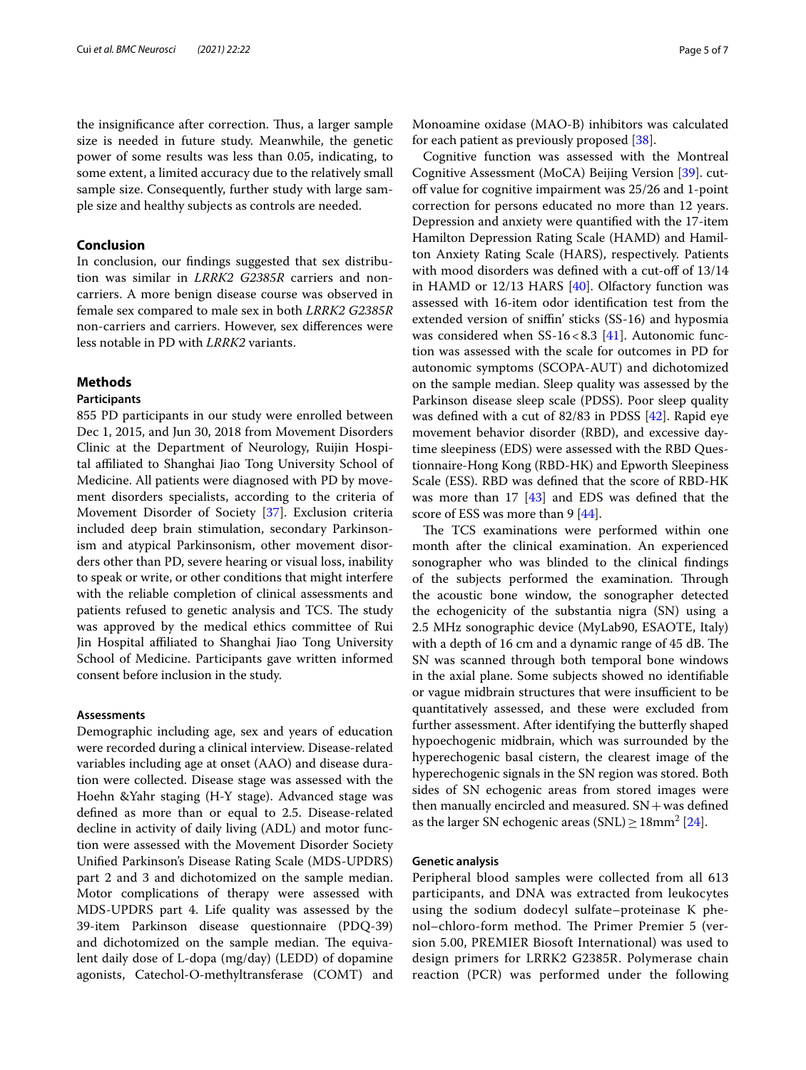the insignificance after correction. Thus, a larger sample size is needed in future study. Meanwhile, the genetic power of some results was less than 0.05, indicating, to some extent, a limited accuracy due to the relatively small sample size. Consequently, further study with large sample size and healthy subjects as controls are needed.

## Conclusion

In conclusion, our findings suggested that sex distribution was similar in *LRRK2 G2385R* carriers and non-carriers. A more benign disease course was observed in female sex compared to male sex in both *LRRK2 G2385R* non-carriers and carriers. However, sex differences were less notable in PD with *LRRK2* variants.

## Methods

### Participants

855 PD participants in our study were enrolled between Dec 1, 2015, and Jun 30, 2018 from Movement Disorders Clinic at the Department of Neurology, Ruijin Hospital affiliated to Shanghai Jiao Tong University School of Medicine. All patients were diagnosed with PD by movement disorders specialists, according to the criteria of Movement Disorder of Society [37]. Exclusion criteria included deep brain stimulation, secondary Parkinsonism and atypical Parkinsonism, other movement disorders other than PD, severe hearing or visual loss, inability to speak or write, or other conditions that might interfere with the reliable completion of clinical assessments and patients refused to genetic analysis and TCS. The study was approved by the medical ethics committee of Rui Jin Hospital affiliated to Shanghai Jiao Tong University School of Medicine. Participants gave written informed consent before inclusion in the study.

### Assessments

Demographic including age, sex and years of education were recorded during a clinical interview. Disease-related variables including age at onset (AAO) and disease duration were collected. Disease stage was assessed with the Hoehn &Yahr staging (H-Y stage). Advanced stage was defined as more than or equal to 2.5. Disease-related decline in activity of daily living (ADL) and motor function were assessed with the Movement Disorder Society Unified Parkinson's Disease Rating Scale (MDS-UPDRS) part 2 and 3 and dichotomized on the sample median. Motor complications of therapy were assessed with MDS-UPDRS part 4. Life quality was assessed by the 39-item Parkinson disease questionnaire (PDQ-39) and dichotomized on the sample median. The equivalent daily dose of L-dopa (mg/day) (LEDD) of dopamine agonists, Catechol-O-methyltransferase (COMT) and Monoamine oxidase (MAO-B) inhibitors was calculated for each patient as previously proposed [38].

Cognitive function was assessed with the Montreal Cognitive Assessment (MoCA) Beijing Version [39]. cut-off value for cognitive impairment was 25/26 and 1-point correction for persons educated no more than 12 years. Depression and anxiety were quantified with the 17-item Hamilton Depression Rating Scale (HAMD) and Hamilton Anxiety Rating Scale (HARS), respectively. Patients with mood disorders was defined with a cut-off of 13/14 in HAMD or 12/13 HARS [40]. Olfactory function was assessed with 16-item odor identification test from the extended version of sniffin' sticks (SS-16) and hyposmia was considered when SS-16 < 8.3 [41]. Autonomic function was assessed with the scale for outcomes in PD for autonomic symptoms (SCOPA-AUT) and dichotomized on the sample median. Sleep quality was assessed by the Parkinson disease sleep scale (PDSS). Poor sleep quality was defined with a cut of 82/83 in PDSS [42]. Rapid eye movement behavior disorder (RBD), and excessive daytime sleepiness (EDS) were assessed with the RBD Questionnaire-Hong Kong (RBD-HK) and Epworth Sleepiness Scale (ESS). RBD was defined that the score of RBD-HK was more than 17 [43] and EDS was defined that the score of ESS was more than 9 [44].

The TCS examinations were performed within one month after the clinical examination. An experienced sonographer who was blinded to the clinical findings of the subjects performed the examination. Through the acoustic bone window, the sonographer detected the echogenicity of the substantia nigra (SN) using a 2.5 MHz sonographic device (MyLab90, ESAOTE, Italy) with a depth of 16 cm and a dynamic range of 45 dB. The SN was scanned through both temporal bone windows in the axial plane. Some subjects showed no identifiable or vague midbrain structures that were insufficient to be quantitatively assessed, and these were excluded from further assessment. After identifying the butterfly shaped hypoechogenic midbrain, which was surrounded by the hyperechogenic basal cistern, the clearest image of the hyperechogenic signals in the SN region was stored. Both sides of SN echogenic areas from stored images were then manually encircled and measured. SN+ was defined as the larger SN echogenic areas (SNL) $\geq 18\text{mm}^2$ [24].

### Genetic analysis

Peripheral blood samples were collected from all 613 participants, and DNA was extracted from leukocytes using the sodium dodecyl sulfate–proteinase K phenol–chloro-form method. The Primer Premier 5 (version 5.00, PREMIER Biosoft International) was used to design primers for LRRK2 G2385R. Polymerase chain reaction (PCR) was performed under the following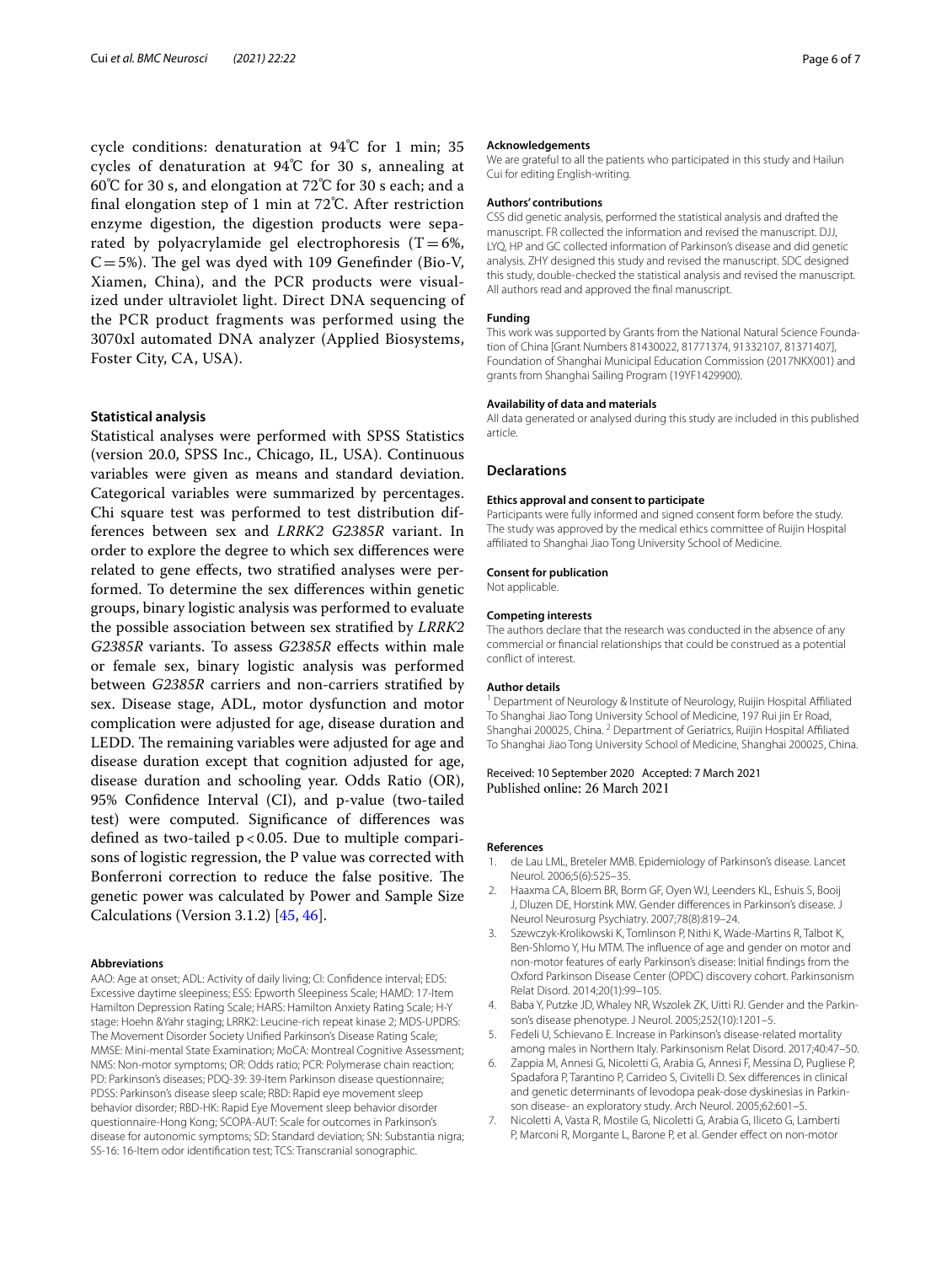cycle conditions: denaturation at 94℃ for 1 min; 35 cycles of denaturation at 94℃ for 30 s, annealing at 60℃ for 30 s, and elongation at 72℃ for 30 s each; and a final elongation step of 1 min at 72℃. After restriction enzyme digestion, the digestion products were separated by polyacrylamide gel electrophoresis (T = 6%, C = 5%). The gel was dyed with 109 Genefinder (Bio-V, Xiamen, China), and the PCR products were visualized under ultraviolet light. Direct DNA sequencing of the PCR product fragments was performed using the 3070xl automated DNA analyzer (Applied Biosystems, Foster City, CA, USA).

### Statistical analysis

Statistical analyses were performed with SPSS Statistics (version 20.0, SPSS Inc., Chicago, IL, USA). Continuous variables were given as means and standard deviation. Categorical variables were summarized by percentages. Chi square test was performed to test distribution differences between sex and *LRRK2 G2385R* variant. In order to explore the degree to which sex differences were related to gene effects, two stratified analyses were performed. To determine the sex differences within genetic groups, binary logistic analysis was performed to evaluate the possible association between sex stratified by *LRRK2 G2385R* variants. To assess *G2385R* effects within male or female sex, binary logistic analysis was performed between *G2385R* carriers and non-carriers stratified by sex. Disease stage, ADL, motor dysfunction and motor complication were adjusted for age, disease duration and LEDD. The remaining variables were adjusted for age and disease duration except that cognition adjusted for age, disease duration and schooling year. Odds Ratio (OR), 95% Confidence Interval (CI), and p-value (two-tailed test) were computed. Significance of differences was defined as two-tailed $p < 0.05$. Due to multiple comparisons of logistic regression, the P value was corrected with Bonferroni correction to reduce the false positive. The genetic power was calculated by Power and Sample Size Calculations (Version 3.1.2) [45, 46].

#### Abbreviations

AAO: Age at onset; ADL: Activity of daily living; CI: Confidence interval; EDS: Excessive daytime sleepiness; ESS: Epworth Sleepiness Scale; HAMD: 17-Item Hamilton Depression Rating Scale; HARS: Hamilton Anxiety Rating Scale; H-Y stage: Hoehn &Yahr staging; LRRK2: Leucine-rich repeat kinase 2; MDS-UPDRS: The Movement Disorder Society Unified Parkinson's Disease Rating Scale; MMSE: Mini-mental State Examination; MoCA: Montreal Cognitive Assessment; NMS: Non-motor symptoms; OR: Odds ratio; PCR: Polymerase chain reaction; PD: Parkinson's diseases; PDQ-39: 39-Item Parkinson disease questionnaire; PDSS: Parkinson's disease sleep scale; RBD: Rapid eye movement sleep behavior disorder; RBD-HK: Rapid Eye Movement sleep behavior disorder questionnaire-Hong Kong; SCOPA-AUT: Scale for outcomes in Parkinson's disease for autonomic symptoms; SD: Standard deviation; SN: Substantia nigra; SS-16: 16-Item odor identification test; TCS: Transcranial sonographic.

#### Acknowledgements

We are grateful to all the patients who participated in this study and Hailun Cui for editing English-writing.

#### Authors' contributions

CSS did genetic analysis, performed the statistical analysis and drafted the manuscript. FR collected the information and revised the manuscript. DJJ, LYQ, HP and GC collected information of Parkinson's disease and did genetic analysis. ZHY designed this study and revised the manuscript. SDC designed this study, double-checked the statistical analysis and revised the manuscript. All authors read and approved the final manuscript.

#### Funding

This work was supported by Grants from the National Natural Science Foundation of China [Grant Numbers 81430022, 81771374, 91332107, 81371407], Foundation of Shanghai Municipal Education Commission (2017NKX001) and grants from Shanghai Sailing Program (19YF1429900).

#### Availability of data and materials

All data generated or analysed during this study are included in this published article.

### Declarations

#### Ethics approval and consent to participate

Participants were fully informed and signed consent form before the study. The study was approved by the medical ethics committee of Ruijin Hospital affiliated to Shanghai Jiao Tong University School of Medicine.

#### Consent for publication

Not applicable.

#### Competing interests

The authors declare that the research was conducted in the absence of any commercial or financial relationships that could be construed as a potential conflict of interest.

#### Author details

[1] Department of Neurology & Institute of Neurology, Ruijin Hospital Affiliated To Shanghai Jiao Tong University School of Medicine, 197 Rui jin Er Road, Shanghai 200025, China. [2] Department of Geriatrics, Ruijin Hospital Affiliated To Shanghai Jiao Tong University School of Medicine, Shanghai 200025, China.

Received: 10 September 2020 Accepted: 7 March 2021
Published online: 26 March 2021

#### References

1. de Lau LML, Breteler MMB. Epidemiology of Parkinson's disease. Lancet Neurol. 2006;5(6):525–35.
2. Haaxma CA, Bloem BR, Borm GF, Oyen WJ, Leenders KL, Eshuis S, Booij J, Dluzen DE, Horstink MW. Gender differences in Parkinson's disease. J Neurol Neurosurg Psychiatry. 2007;78(8):819–24.
3. Szewczyk-Krolikowski K, Tomlinson P, Nithi K, Wade-Martins R, Talbot K, Ben-Shlomo Y, Hu MTM. The influence of age and gender on motor and non-motor features of early Parkinson's disease: Initial findings from the Oxford Parkinson Disease Center (OPDC) discovery cohort. Parkinsonism Relat Disord. 2014;20(1):99–105.
4. Baba Y, Putzke JD, Whaley NR, Wszolek ZK, Uitti RJ. Gender and the Parkinson's disease phenotype. J Neurol. 2005;252(10):1201–5.
5. Fedeli U, Schievano E. Increase in Parkinson's disease-related mortality among males in Northern Italy. Parkinsonism Relat Disord. 2017;40:47–50.
6. Zappia M, Annesi G, Nicoletti G, Arabia G, Annesi F, Messina D, Pugliese P, Spadafora P, Tarantino P, Carrideo S, Civitelli D. Sex differences in clinical and genetic determinants of levodopa peak-dose dyskinesias in Parkinson disease- an exploratory study. Arch Neurol. 2005;62:601–5.
7. Nicoletti A, Vasta R, Mostile G, Nicoletti G, Arabia G, Iliceto G, Lamberti P, Marconi R, Morgante L, Barone P, et al. Gender effect on non-motor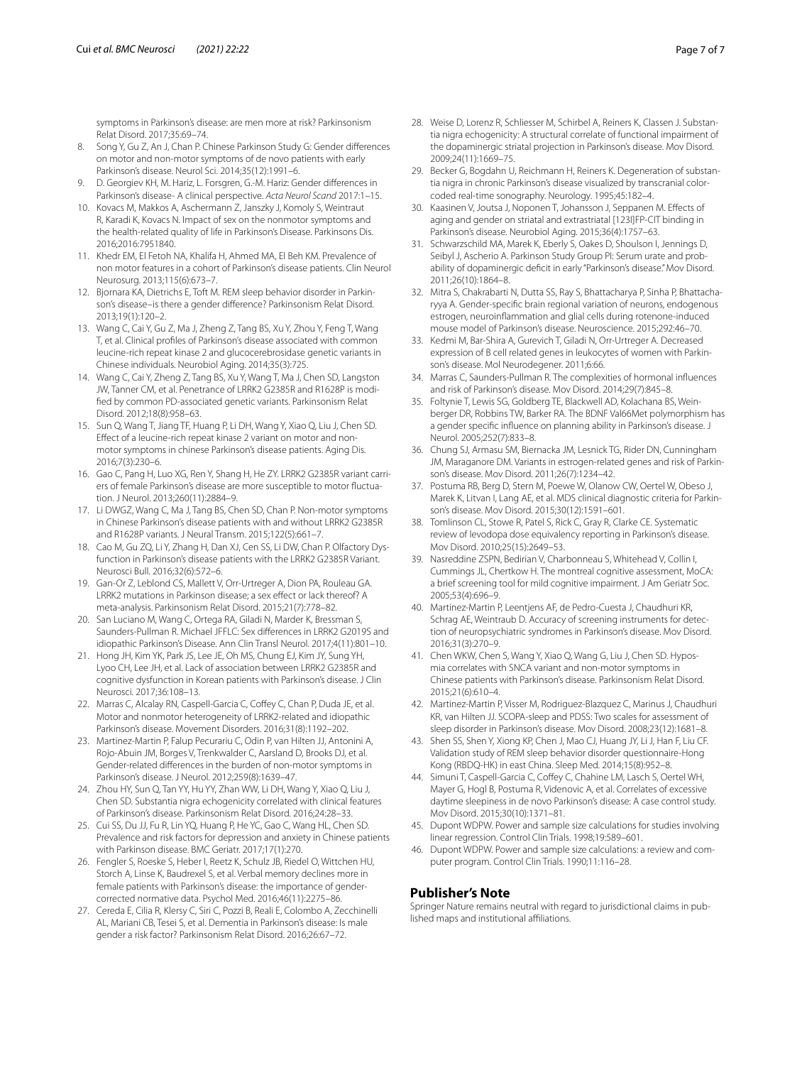symptoms in Parkinson's disease: are men more at risk? Parkinsonism Relat Disord. 2017;35:69–74.

8. Song Y, Gu Z, An J, Chan P. Chinese Parkinson Study G: Gender differences on motor and non-motor symptoms of de novo patients with early Parkinson's disease. Neurol Sci. 2014;35(12):1991–6.
9. D. Georgiev KH, M. Hariz, L. Forsgren, G.-M. Hariz: Gender differences in Parkinson's disease- A clinical perspective. *Acta Neurol Scand* 2017:1–15.
10. Kovacs M, Makkos A, Aschermann Z, Janszky J, Komoly S, Weintraut R, Karadi K, Kovacs N. Impact of sex on the nonmotor symptoms and the health-related quality of life in Parkinson's Disease. Parkinsons Dis. 2016;2016:7951840.
11. Khedr EM, El Fetoh NA, Khalifa H, Ahmed MA, El Beh KM. Prevalence of non motor features in a cohort of Parkinson's disease patients. Clin Neurol Neurosurg. 2013;115(6):673–7.
12. Bjornara KA, Dietrichs E, Toft M. REM sleep behavior disorder in Parkinson's disease–is there a gender difference? Parkinsonism Relat Disord. 2013;19(1):120–2.
13. Wang C, Cai Y, Gu Z, Ma J, Zheng Z, Tang BS, Xu Y, Zhou Y, Feng T, Wang T, et al. Clinical profiles of Parkinson's disease associated with common leucine-rich repeat kinase 2 and glucocerebrosidase genetic variants in Chinese individuals. Neurobiol Aging. 2014;35(3):725.
14. Wang C, Cai Y, Zheng Z, Tang BS, Xu Y, Wang T, Ma J, Chen SD, Langston JW, Tanner CM, et al. Penetrance of LRRK2 G2385R and R1628P is modified by common PD-associated genetic variants. Parkinsonism Relat Disord. 2012;18(8):958–63.
15. Sun Q, Wang T, Jiang TF, Huang P, Li DH, Wang Y, Xiao Q, Liu J, Chen SD. Effect of a leucine-rich repeat kinase 2 variant on motor and non-motor symptoms in chinese Parkinson's disease patients. Aging Dis. 2016;7(3):230–6.
16. Gao C, Pang H, Luo XG, Ren Y, Shang H, He ZY. LRRK2 G2385R variant carriers of female Parkinson's disease are more susceptible to motor fluctuation. J Neurol. 2013;260(11):2884–9.
17. Li DWGZ, Wang C, Ma J, Tang BS, Chen SD, Chan P. Non-motor symptoms in Chinese Parkinson's disease patients with and without LRRK2 G2385R and R1628P variants. J Neural Transm. 2015;122(5):661–7.
18. Cao M, Gu ZQ, Li Y, Zhang H, Dan XJ, Cen SS, Li DW, Chan P. Olfactory Dysfunction in Parkinson's disease patients with the LRRK2 G2385R Variant. Neurosci Bull. 2016;32(6):572–6.
19. Gan-Or Z, Leblond CS, Mallett V, Orr-Urtreger A, Dion PA, Rouleau GA. LRRK2 mutations in Parkinson disease; a sex effect or lack thereof? A meta-analysis. Parkinsonism Relat Disord. 2015;21(7):778–82.
20. San Luciano M, Wang C, Ortega RA, Giladi N, Marder K, Bressman S, Saunders-Pullman R. Michael JFFLC: Sex differences in LRRK2 G2019S and idiopathic Parkinson's Disease. Ann Clin Transl Neurol. 2017;4(11):801–10.
21. Hong JH, Kim YK, Park JS, Lee JE, Oh MS, Chung EJ, Kim JY, Sung YH, Lyoo CH, Lee JH, et al. Lack of association between LRRK2 G2385R and cognitive dysfunction in Korean patients with Parkinson's disease. J Clin Neurosci. 2017;36:108–13.
22. Marras C, Alcalay RN, Caspell-Garcia C, Coffey C, Chan P, Duda JE, et al. Motor and nonmotor heterogeneity of LRRK2-related and idiopathic Parkinson's disease. Movement Disorders. 2016;31(8):1192–202.
23. Martinez-Martin P, Falup Pecurariu C, Odin P, van Hilten JJ, Antonini A, Rojo-Abuin JM, Borges V, Trenkwalder C, Aarsland D, Brooks DJ, et al. Gender-related differences in the burden of non-motor symptoms in Parkinson's disease. J Neurol. 2012;259(8):1639–47.
24. Zhou HY, Sun Q, Tan YY, Hu YY, Zhan WW, Li DH, Wang Y, Xiao Q, Liu J, Chen SD. Substantia nigra echogenicity correlated with clinical features of Parkinson's disease. Parkinsonism Relat Disord. 2016;24:28–33.
25. Cui SS, Du JJ, Fu R, Lin YQ, Huang P, He YC, Gao C, Wang HL, Chen SD. Prevalence and risk factors for depression and anxiety in Chinese patients with Parkinson disease. BMC Geriatr. 2017;17(1):270.
26. Fengler S, Roeske S, Heber I, Reetz K, Schulz JB, Riedel O, Wittchen HU, Storch A, Linse K, Baudrexel S, et al. Verbal memory declines more in female patients with Parkinson's disease: the importance of gender-corrected normative data. Psychol Med. 2016;46(11):2275–86.
27. Cereda E, Cilia R, Klersy C, Siri C, Pozzi B, Reali E, Colombo A, Zecchinelli AL, Mariani CB, Tesei S, et al. Dementia in Parkinson's disease: Is male gender a risk factor? Parkinsonism Relat Disord. 2016;26:67–72.
28. Weise D, Lorenz R, Schliesser M, Schirbel A, Reiners K, Classen J. Substantia nigra echogenicity: A structural correlate of functional impairment of the dopaminergic striatal projection in Parkinson's disease. Mov Disord. 2009;24(11):1669–75.
29. Becker G, Bogdahn U, Reichmann H, Reiners K. Degeneration of substantia nigra in chronic Parkinson's disease visualized by transcranial color-coded real-time sonography. Neurology. 1995;45:182–4.
30. Kaasinen V, Joutsa J, Noponen T, Johansson J, Seppanen M. Effects of aging and gender on striatal and extrastriatal [123I]FP-CIT binding in Parkinson's disease. Neurobiol Aging. 2015;36(4):1757–63.
31. Schwarzschild MA, Marek K, Eberly S, Oakes D, Shoulson I, Jennings D, Seibyl J, Ascherio A. Parkinson Study Group PI: Serum urate and probability of dopaminergic deficit in early "Parkinson's disease." Mov Disord. 2011;26(10):1864–8.
32. Mitra S, Chakrabarti N, Dutta SS, Ray S, Bhattacharya P, Sinha P, Bhattacharyya A. Gender-specific brain regional variation of neurons, endogenous estrogen, neuroinflammation and glial cells during rotenone-induced mouse model of Parkinson's disease. Neuroscience. 2015;292:46–70.
33. Kedmi M, Bar-Shira A, Gurevich T, Giladi N, Orr-Urtreger A. Decreased expression of B cell related genes in leukocytes of women with Parkinson's disease. Mol Neurodegener. 2011;6:66.
34. Marras C, Saunders-Pullman R. The complexities of hormonal influences and risk of Parkinson's disease. Mov Disord. 2014;29(7):845–8.
35. Foltynie T, Lewis SG, Goldberg TE, Blackwell AD, Kolachana BS, Weinberger DR, Robbins TW, Barker RA. The BDNF Val66Met polymorphism has a gender specific influence on planning ability in Parkinson's disease. J Neurol. 2005;252(7):833–8.
36. Chung SJ, Armasu SM, Biernacka JM, Lesnick TG, Rider DN, Cunningham JM, Maraganore DM. Variants in estrogen-related genes and risk of Parkinson's disease. Mov Disord. 2011;26(7):1234–42.
37. Postuma RB, Berg D, Stern M, Poewe W, Olanow CW, Oertel W, Obeso J, Marek K, Litvan I, Lang AE, et al. MDS clinical diagnostic criteria for Parkinson's disease. Mov Disord. 2015;30(12):1591–601.
38. Tomlinson CL, Stowe R, Patel S, Rick C, Gray R, Clarke CE. Systematic review of levodopa dose equivalency reporting in Parkinson's disease. Mov Disord. 2010;25(15):2649–53.
39. Nasreddine ZSPN, Bedirian V, Charbonneau S, Whitehead V, Collin I, Cummings JL, Chertkow H. The montreal cognitive assessment, MoCA: a brief screening tool for mild cognitive impairment. J Am Geriatr Soc. 2005;53(4):696–9.
40. Martinez-Martin P, Leentjens AF, de Pedro-Cuesta J, Chaudhuri KR, Schrag AE, Weintraub D. Accuracy of screening instruments for detection of neuropsychiatric syndromes in Parkinson's disease. Mov Disord. 2016;31(3):270–9.
41. Chen WKW, Chen S, Wang Y, Xiao Q, Wang G, Liu J, Chen SD. Hyposmia correlates with SNCA variant and non-motor symptoms in Chinese patients with Parkinson's disease. Parkinsonism Relat Disord. 2015;21(6):610–4.
42. Martinez-Martin P, Visser M, Rodriguez-Blazquez C, Marinus J, Chaudhuri KR, van Hilten JJ. SCOPA-sleep and PDSS: Two scales for assessment of sleep disorder in Parkinson's disease. Mov Disord. 2008;23(12):1681–8.
43. Shen SS, Shen Y, Xiong KP, Chen J, Mao CJ, Huang JY, Li J, Han F, Liu CF. Validation study of REM sleep behavior disorder questionnaire-Hong Kong (RBDQ-HK) in east China. Sleep Med. 2014;15(8):952–8.
44. Simuni T, Caspell-Garcia C, Coffey C, Chahine LM, Lasch S, Oertel WH, Mayer G, Hogl B, Postuma R, Videnovic A, et al. Correlates of excessive daytime sleepiness in de novo Parkinson's disease: A case control study. Mov Disord. 2015;30(10):1371–81.
45. Dupont WDPW. Power and sample size calculations for studies involving linear regression. Control Clin Trials. 1998;19:589–601.
46. Dupont WDPW. Power and sample size calculations: a review and computer program. Control Clin Trials. 1990;11:116–28.

## Publisher's Note

Springer Nature remains neutral with regard to jurisdictional claims in published maps and institutional affiliations.